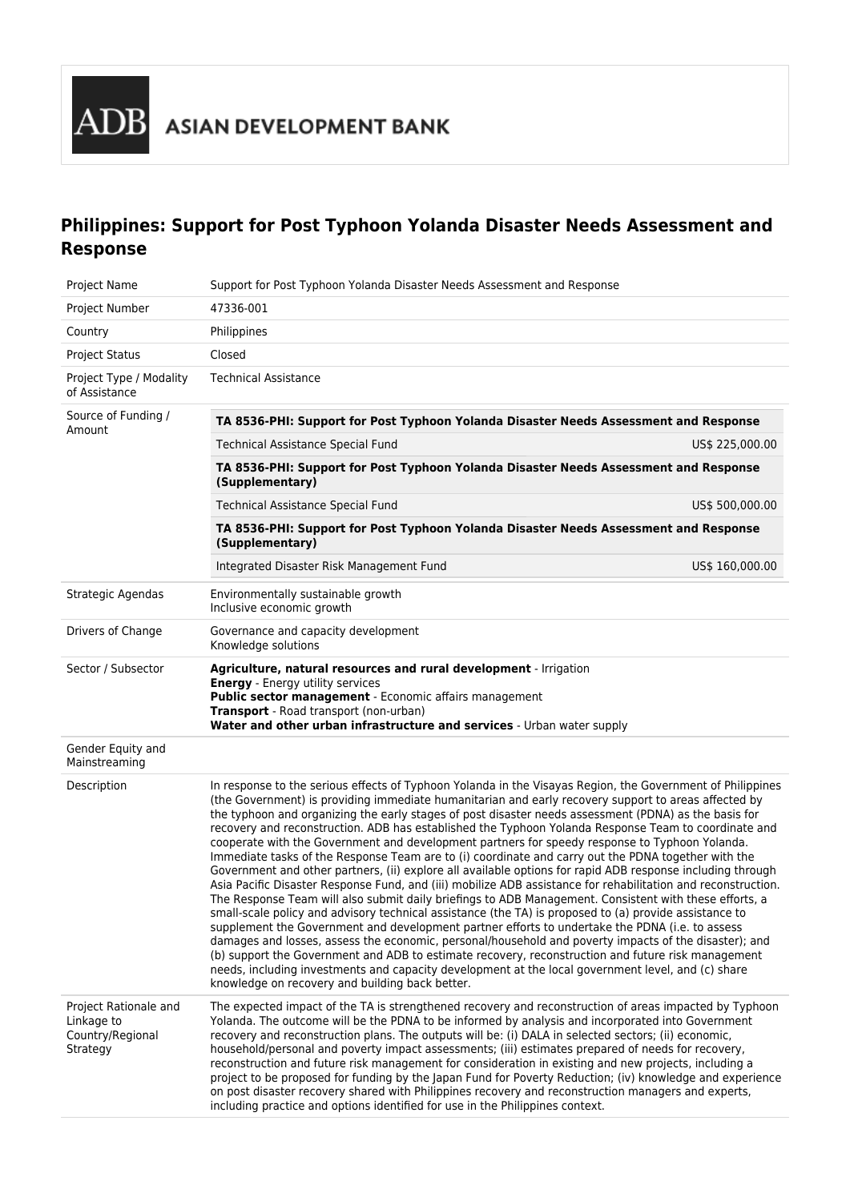ADB ASIAN DEVELOPMENT BANK

# Philippines: Support for Post Typhoon Yolanda Disaster Needs Assessment and Response

| | |
|---|---|
| Project Name | Support for Post Typhoon Yolanda Disaster Needs Assessment and Response |
| Project Number | 47336-001 |
| Country | Philippines |
| Project Status | Closed |
| Project Type / Modality of Assistance | Technical Assistance |
| Source of Funding / Amount | **TA 8536-PHI: Support for Post Typhoon Yolanda Disaster Needs Assessment and Response**<br>Technical Assistance Special Fund US$ 225,000.00<br>**TA 8536-PHI: Support for Post Typhoon Yolanda Disaster Needs Assessment and Response (Supplementary)**<br>Technical Assistance Special Fund US$ 500,000.00<br>**TA 8536-PHI: Support for Post Typhoon Yolanda Disaster Needs Assessment and Response (Supplementary)**<br>Integrated Disaster Risk Management Fund US$ 160,000.00 |
| Strategic Agendas | Environmentally sustainable growth<br>Inclusive economic growth |
| Drivers of Change | Governance and capacity development<br>Knowledge solutions |
| Sector / Subsector | **Agriculture, natural resources and rural development** - Irrigation<br>**Energy** - Energy utility services<br>**Public sector management** - Economic affairs management<br>**Transport** - Road transport (non-urban)<br>**Water and other urban infrastructure and services** - Urban water supply |
| Gender Equity and Mainstreaming | |
| Description | In response to the serious effects of Typhoon Yolanda in the Visayas Region, the Government of Philippines (the Government) is providing immediate humanitarian and early recovery support to areas affected by the typhoon and organizing the early stages of post disaster needs assessment (PDNA) as the basis for recovery and reconstruction. ADB has established the Typhoon Yolanda Response Team to coordinate and cooperate with the Government and development partners for speedy response to Typhoon Yolanda. Immediate tasks of the Response Team are to (i) coordinate and carry out the PDNA together with the Government and other partners, (ii) explore all available options for rapid ADB response including through Asia Pacific Disaster Response Fund, and (iii) mobilize ADB assistance for rehabilitation and reconstruction. The Response Team will also submit daily briefings to ADB Management. Consistent with these efforts, a small-scale policy and advisory technical assistance (the TA) is proposed to (a) provide assistance to supplement the Government and development partner efforts to undertake the PDNA (i.e. to assess damages and losses, assess the economic, personal/household and poverty impacts of the disaster); and (b) support the Government and ADB to estimate recovery, reconstruction and future risk management needs, including investments and capacity development at the local government level, and (c) share knowledge on recovery and building back better. |
| Project Rationale and Linkage to Country/Regional Strategy | The expected impact of the TA is strengthened recovery and reconstruction of areas impacted by Typhoon Yolanda. The outcome will be the PDNA to be informed by analysis and incorporated into Government recovery and reconstruction plans. The outputs will be: (i) DALA in selected sectors; (ii) economic, household/personal and poverty impact assessments; (iii) estimates prepared of needs for recovery, reconstruction and future risk management for consideration in existing and new projects, including a project to be proposed for funding by the Japan Fund for Poverty Reduction; (iv) knowledge and experience on post disaster recovery shared with Philippines recovery and reconstruction managers and experts, including practice and options identified for use in the Philippines context. |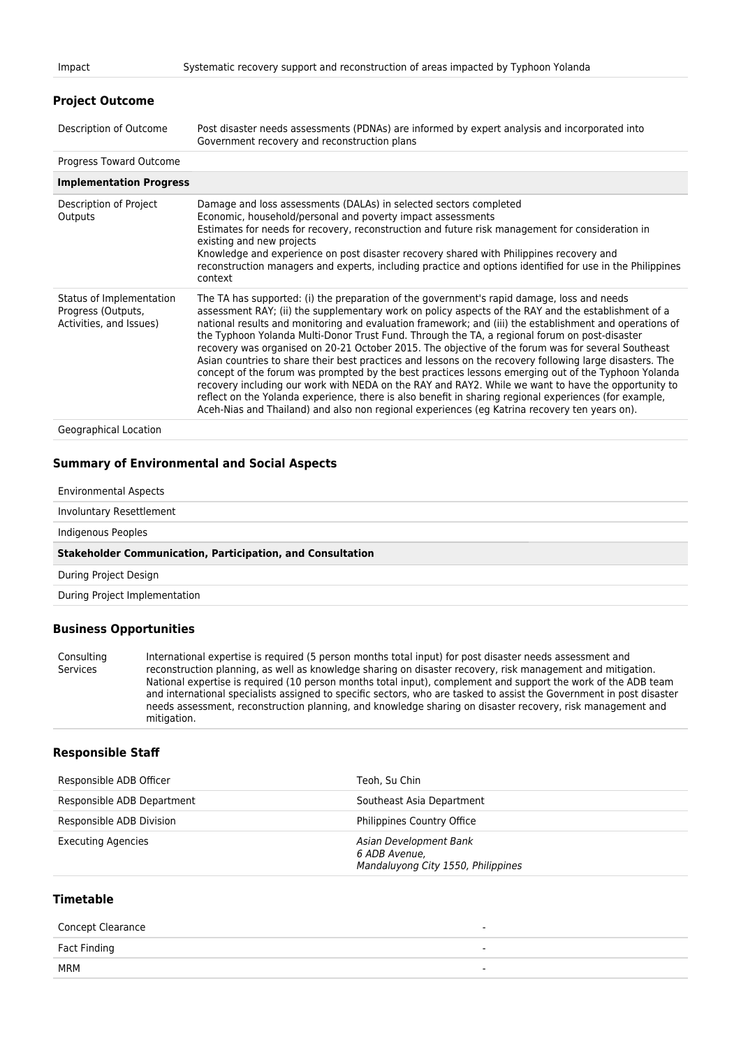| | |
|---|---|
| Impact | Systematic recovery support and reconstruction of areas impacted by Typhoon Yolanda |

## Project Outcome

| | |
|---|---|
| Description of Outcome | Post disaster needs assessments (PDNAs) are informed by expert analysis and incorporated into Government recovery and reconstruction plans |
| Progress Toward Outcome | |
| **Implementation Progress** | |
| Description of Project Outputs | Damage and loss assessments (DALAs) in selected sectors completed<br>Economic, household/personal and poverty impact assessments<br>Estimates for needs for recovery, reconstruction and future risk management for consideration in existing and new projects<br>Knowledge and experience on post disaster recovery shared with Philippines recovery and reconstruction managers and experts, including practice and options identified for use in the Philippines context |
| Status of Implementation Progress (Outputs, Activities, and Issues) | The TA has supported: (i) the preparation of the government's rapid damage, loss and needs assessment RAY; (ii) the supplementary work on policy aspects of the RAY and the establishment of a national results and monitoring and evaluation framework; and (iii) the establishment and operations of the Typhoon Yolanda Multi-Donor Trust Fund. Through the TA, a regional forum on post-disaster recovery was organised on 20-21 October 2015. The objective of the forum was for several Southeast Asian countries to share their best practices and lessons on the recovery following large disasters. The concept of the forum was prompted by the best practices lessons emerging out of the Typhoon Yolanda recovery including our work with NEDA on the RAY and RAY2. While we want to have the opportunity to reflect on the Yolanda experience, there is also benefit in sharing regional experiences (for example, Aceh-Nias and Thailand) and also non regional experiences (eg Katrina recovery ten years on). |
| Geographical Location | |

## Summary of Environmental and Social Aspects

| |
|---|
| Environmental Aspects |
| Involuntary Resettlement |
| Indigenous Peoples |
| **Stakeholder Communication, Participation, and Consultation** |
| During Project Design |
| During Project Implementation |

## Business Opportunities

| | |
|---|---|
| Consulting Services | International expertise is required (5 person months total input) for post disaster needs assessment and reconstruction planning, as well as knowledge sharing on disaster recovery, risk management and mitigation. National expertise is required (10 person months total input), complement and support the work of the ADB team and international specialists assigned to specific sectors, who are tasked to assist the Government in post disaster needs assessment, reconstruction planning, and knowledge sharing on disaster recovery, risk management and mitigation. |

## Responsible Staff

| | |
|---|---|
| Responsible ADB Officer | Teoh, Su Chin |
| Responsible ADB Department | Southeast Asia Department |
| Responsible ADB Division | Philippines Country Office |
| Executing Agencies | *Asian Development Bank<br>6 ADB Avenue,<br>Mandaluyong City 1550, Philippines* |

## Timetable

| | |
|---|---|
| Concept Clearance | - |
| Fact Finding | - |
| MRM | - |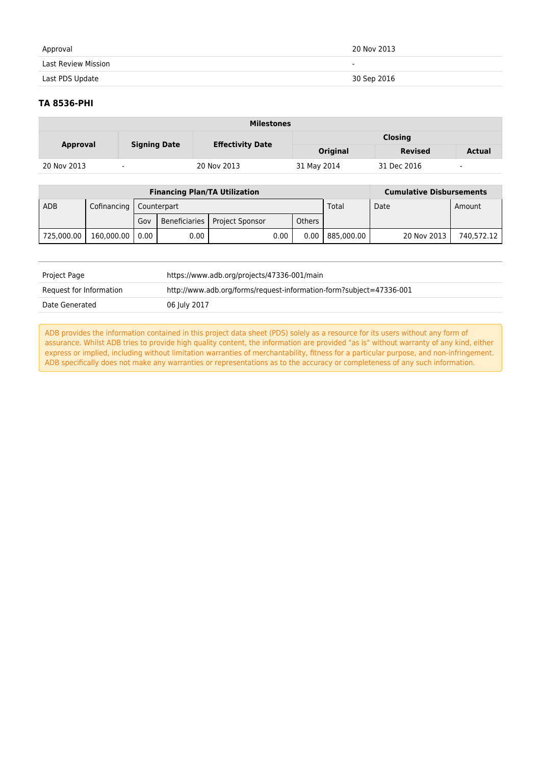| | |
|---|---|
| Approval | 20 Nov 2013 |
| Last Review Mission | - |
| Last PDS Update | 30 Sep 2016 |

### TA 8536-PHI

| Milestones | | | | | |
|---|---|---|---|---|---|
| Approval | Signing Date | Effectivity Date | Closing | | |
| | | | Original | Revised | Actual |
| 20 Nov 2013 | - | 20 Nov 2013 | 31 May 2014 | 31 Dec 2016 | - |

| Financing Plan/TA Utilization | | | | | | | Cumulative Disbursements | |
|---|---|---|---|---|---|---|---|---|
| ADB | Cofinancing | Counterpart | | | | Total | Date | Amount |
| | | Gov | Beneficiaries | Project Sponsor | Others | | | |
| 725,000.00 | 160,000.00 | 0.00 | 0.00 | 0.00 | 0.00 | 885,000.00 | 20 Nov 2013 | 740,572.12 |

| | |
|---|---|
| Project Page | https://www.adb.org/projects/47336-001/main |
| Request for Information | http://www.adb.org/forms/request-information-form?subject=47336-001 |
| Date Generated | 06 July 2017 |

ADB provides the information contained in this project data sheet (PDS) solely as a resource for its users without any form of assurance. Whilst ADB tries to provide high quality content, the information are provided "as is" without warranty of any kind, either express or implied, including without limitation warranties of merchantability, fitness for a particular purpose, and non-infringement. ADB specifically does not make any warranties or representations as to the accuracy or completeness of any such information.